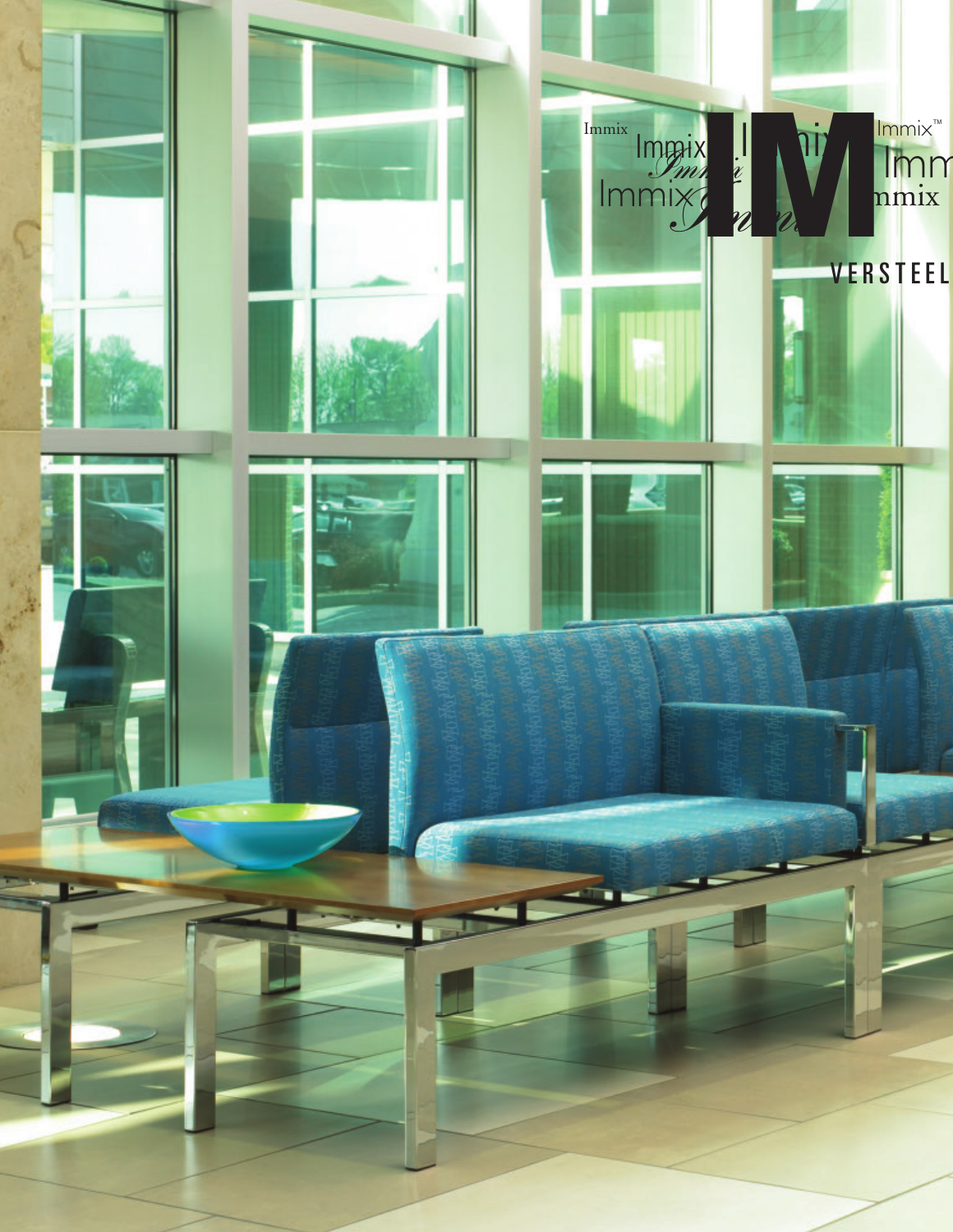# Immix™

VERSTEEL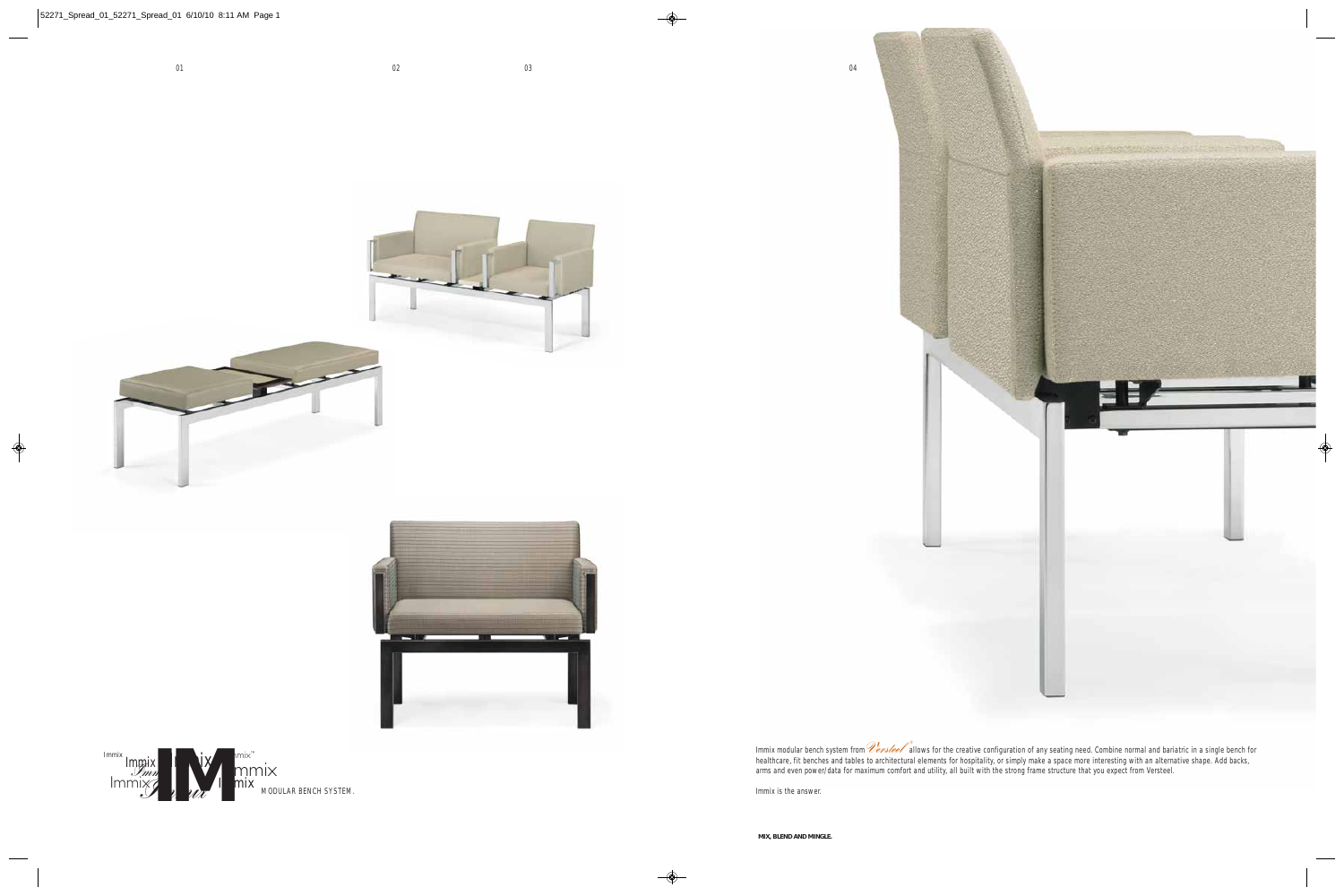Immix MODULAR BENCH SYSTEM.

Immix modular bench system from Versteel® allows for the creative configuration of any seating need. Combine normal and bariatric in a single bench for healthcare, fit benches and tables to architectural elements for hospitality, or simply make a space more interesting with an alternative shape. Add backs, arms and even power/data for maximum comfort and utility, all built with the strong frame structure that you expect from Versteel.

Immix is the answer.

**MIX, BLEND AND MINGLE.**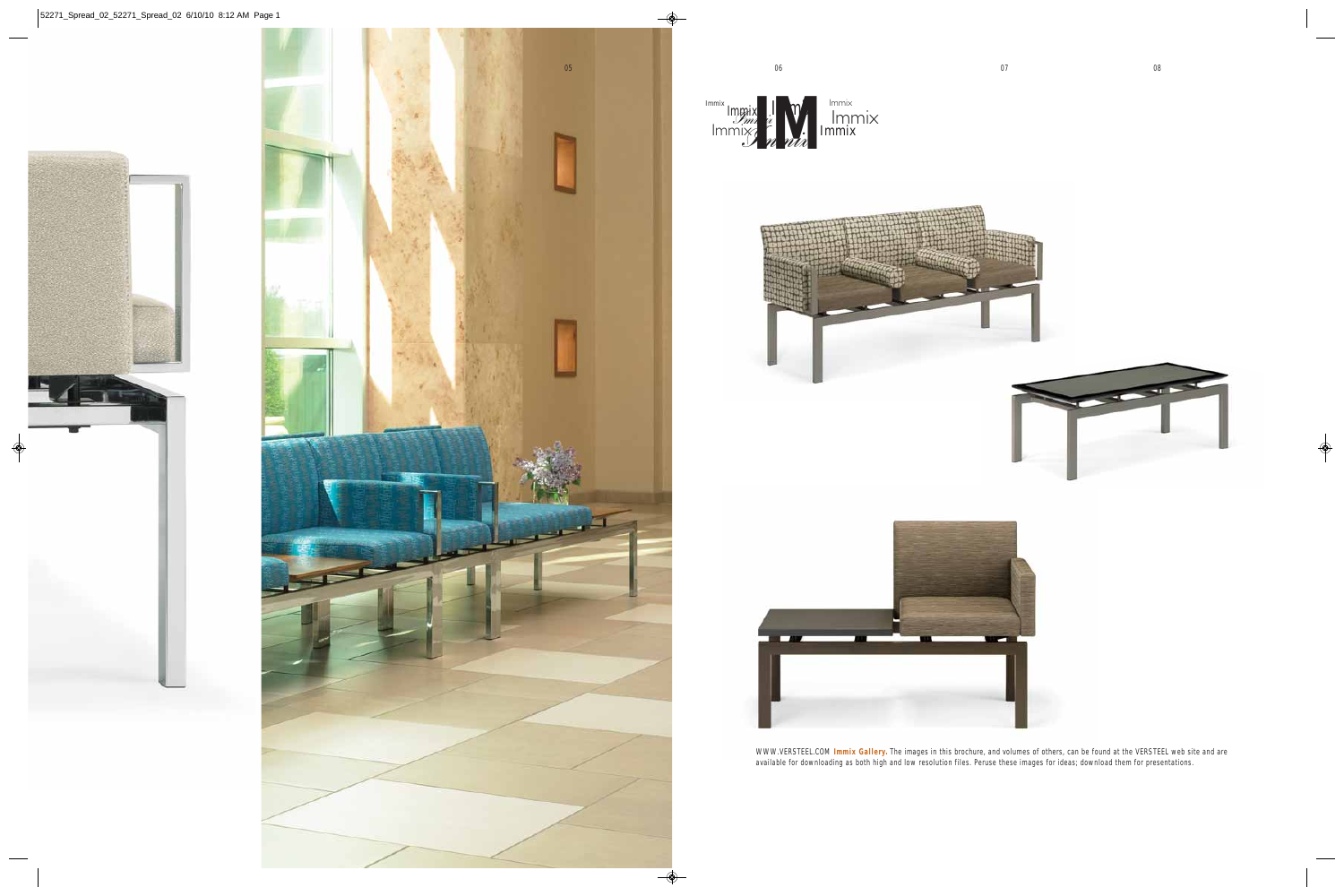Immix

WWW.VERSTEEL.COM **Immix Gallery.** The images in this brochure, and volumes of others, can be found at the VERSTEEL web site and are available for downloading as both high and low resolution files. Peruse these images for ideas; download them for presentations.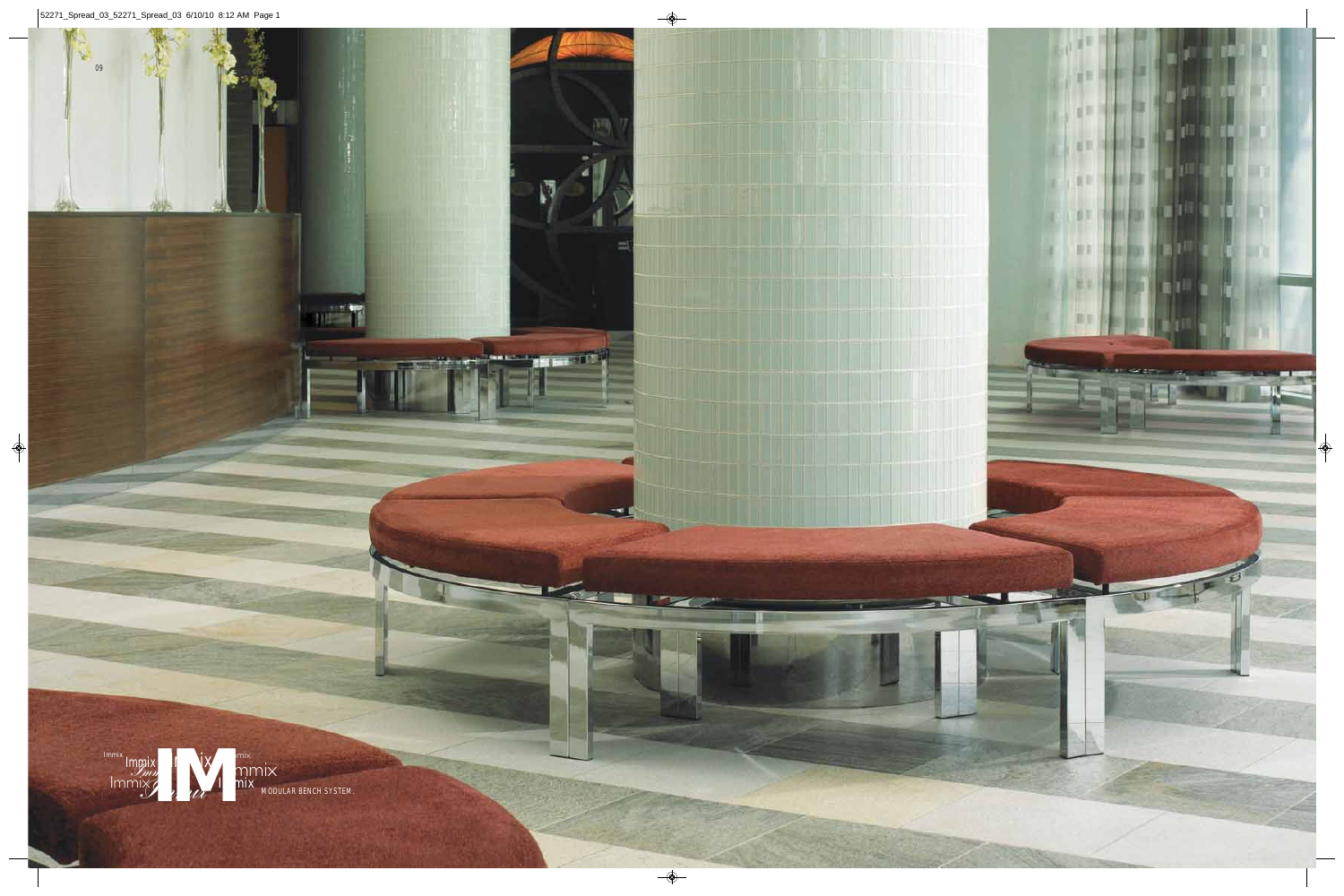IM

Immix

MODULAR BENCH SYSTEM.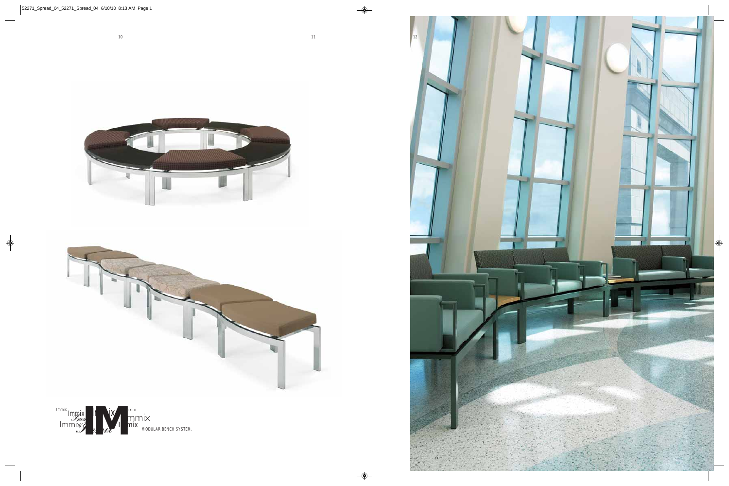Immix

MODULAR BENCH SYSTEM.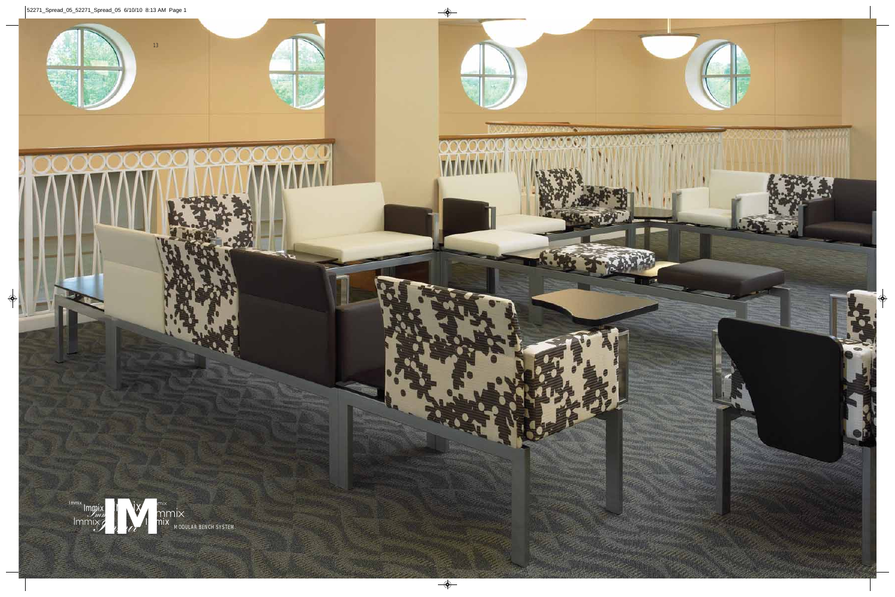# IMmix

MODULAR BENCH SYSTEM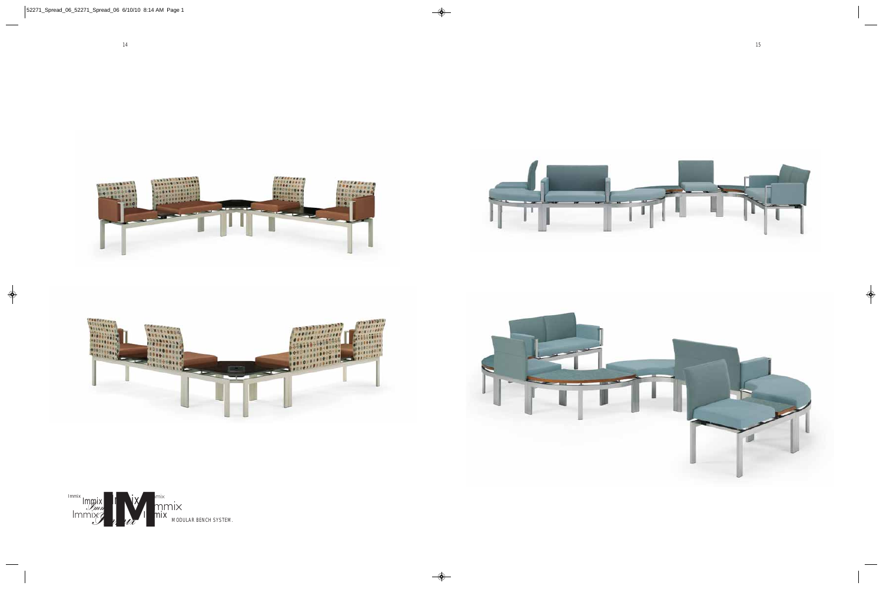Immix

MODULAR BENCH SYSTEM.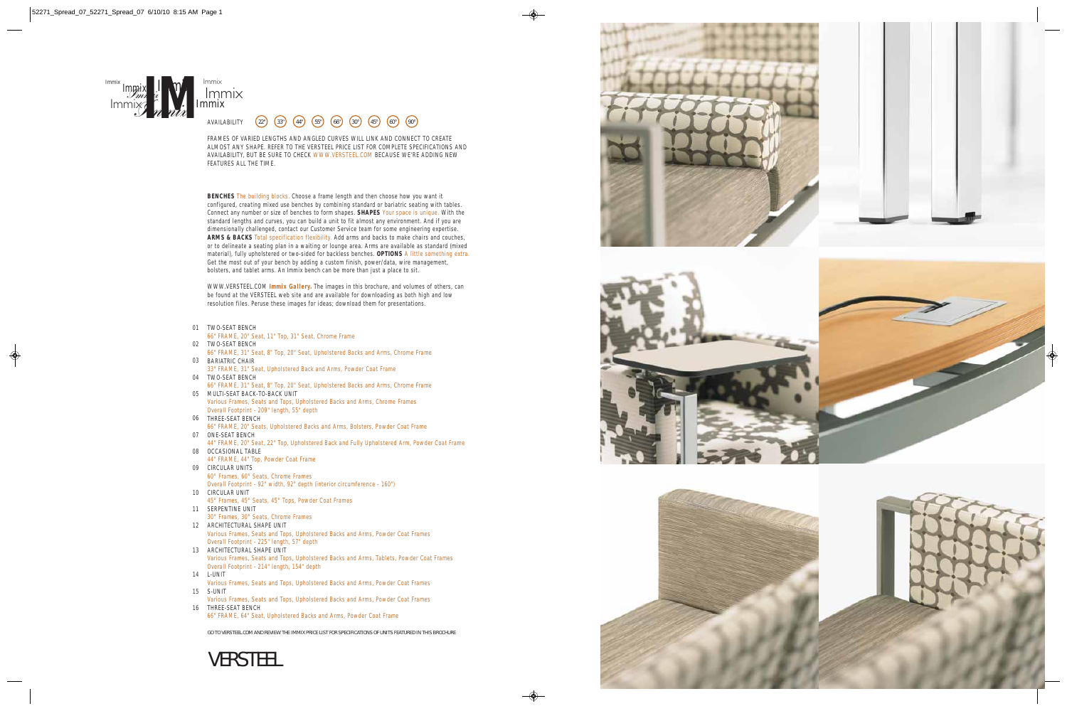# Immix

AVAILABILITY 22" 33" 44" 55" 66" 30° 45° 60° 90°

FRAMES OF VARIED LENGTHS AND ANGLED CURVES WILL LINK AND CONNECT TO CREATE ALMOST ANY SHAPE. REFER TO THE VERSTEEL PRICE LIST FOR COMPLETE SPECIFICATIONS AND AVAILABILITY, BUT BE SURE TO CHECK WWW.VERSTEEL.COM BECAUSE WE'RE ADDING NEW FEATURES ALL THE TIME.

**BENCHES** The building blocks. Choose a frame length and then choose how you want it configured, creating mixed use benches by combining standard or bariatric seating with tables. Connect any number or size of benches to form shapes. **SHAPES** Your space is unique. With the standard lengths and curves, you can build a unit to fit almost any environment. And if you are dimensionally challenged, contact our Customer Service team for some engineering expertise. **ARMS & BACKS** Total specification flexibility. Add arms and backs to make chairs and couches, or to delineate a seating plan in a waiting or lounge area. Arms are available as standard (mixed material), fully upholstered or two-sided for backless benches. **OPTIONS** A little something extra. Get the most out of your bench by adding a custom finish, power/data, wire management, bolsters, and tablet arms. An Immix bench can be more than just a place to sit.

WWW.VERSTEEL.COM **Immix Gallery.** The images in this brochure, and volumes of others, can be found at the VERSTEEL web site and are available for downloading as both high and low resolution files. Peruse these images for ideas; download them for presentations.

01 TWO-SEAT BENCH
66" FRAME, 20" Seat, 11" Top, 31" Seat, Chrome Frame

02 TWO-SEAT BENCH
66" FRAME, 31" Seat, 8" Top, 20" Seat, Upholstered Backs and Arms, Chrome Frame

03 BARIATRIC CHAIR
33" FRAME, 31" Seat, Upholstered Back and Arms, Powder Coat Frame

04 TWO-SEAT BENCH
66" FRAME, 31" Seat, 8" Top, 20" Seat, Upholstered Backs and Arms, Chrome Frame

05 MULTI-SEAT BACK-TO-BACK UNIT
Various Frames, Seats and Tops, Upholstered Backs and Arms, Chrome Frames
Overall Footprint - 209" length, 55" depth

06 THREE-SEAT BENCH
66" FRAME, 20" Seats, Upholstered Backs and Arms, Bolsters, Powder Coat Frame

07 ONE-SEAT BENCH
44" FRAME, 20" Seat, 22" Top, Upholstered Back and Fully Upholstered Arm, Powder Coat Frame

08 OCCASIONAL TABLE
44" FRAME, 44" Top, Powder Coat Frame

09 CIRCULAR UNITS
60° Frames, 60° Seats, Chrome Frames
Overall Footprint - 92" width, 92" depth (interior circumference - 160")

10 CIRCULAR UNIT
45° Frames, 45° Seats, 45° Tops, Powder Coat Frames

11 SERPENTINE UNIT
30° Frames, 30° Seats, Chrome Frames

12 ARCHITECTURAL SHAPE UNIT
Various Frames, Seats and Tops, Upholstered Backs and Arms, Powder Coat Frames
Overall Footprint - 225" length, 57" depth

13 ARCHITECTURAL SHAPE UNIT
Various Frames, Seats and Tops, Upholstered Backs and Arms, Tablets, Powder Coat Frames
Overall Footprint - 214" length, 154" depth

14 L-UNIT
Various Frames, Seats and Tops, Upholstered Backs and Arms, Powder Coat Frames

15 S-UNIT
Various Frames, Seats and Tops, Upholstered Backs and Arms, Powder Coat Frames

16 THREE-SEAT BENCH
66" FRAME, 64" Seat, Upholstered Backs and Arms, Powder Coat Frame

GO TO VERSTEEL.COM AND REVIEW THE IMMIX PRICE LIST FOR SPECIFICATIONS OF UNITS FEATURED IN THIS BROCHURE

VERSTEEL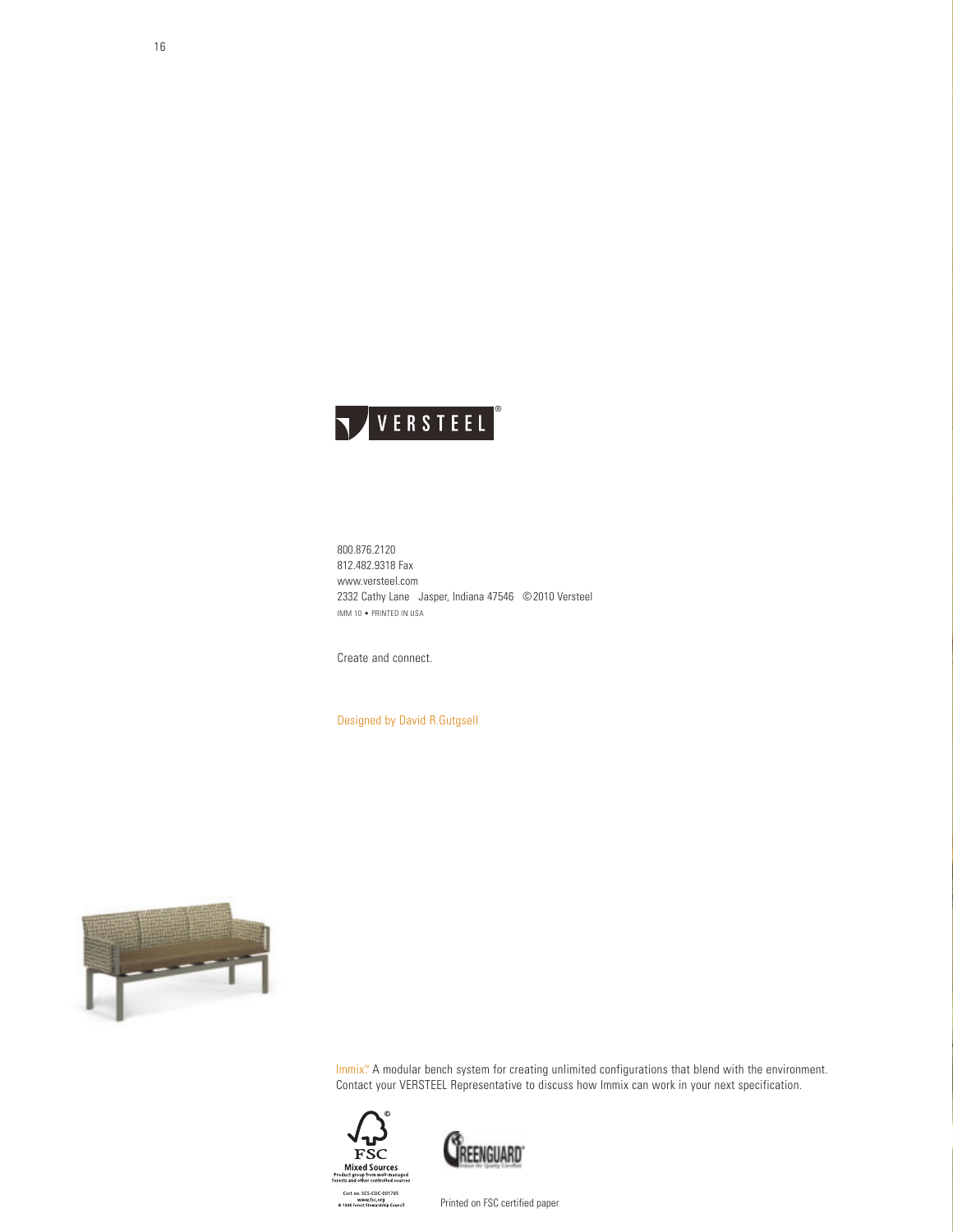VERSTEEL®

800.876.2120
812.482.9318 Fax
www.versteel.com
2332 Cathy Lane Jasper, Indiana 47546 ©2010 Versteel
IMM 10 • PRINTED IN USA

Create and connect.

Designed by David R.Gutgsell

Immix™. A modular bench system for creating unlimited configurations that blend with the environment. Contact your VERSTEEL Representative to discuss how Immix can work in your next specification.

FSC
Mixed Sources
Product group from well-managed forests and other controlled sources
Cert no. SCS-COC-001785
www.fsc.org
© 1996 Forest Stewardship Council

GREENGUARD
Indoor Air Quality Certified

Printed on FSC certified paper